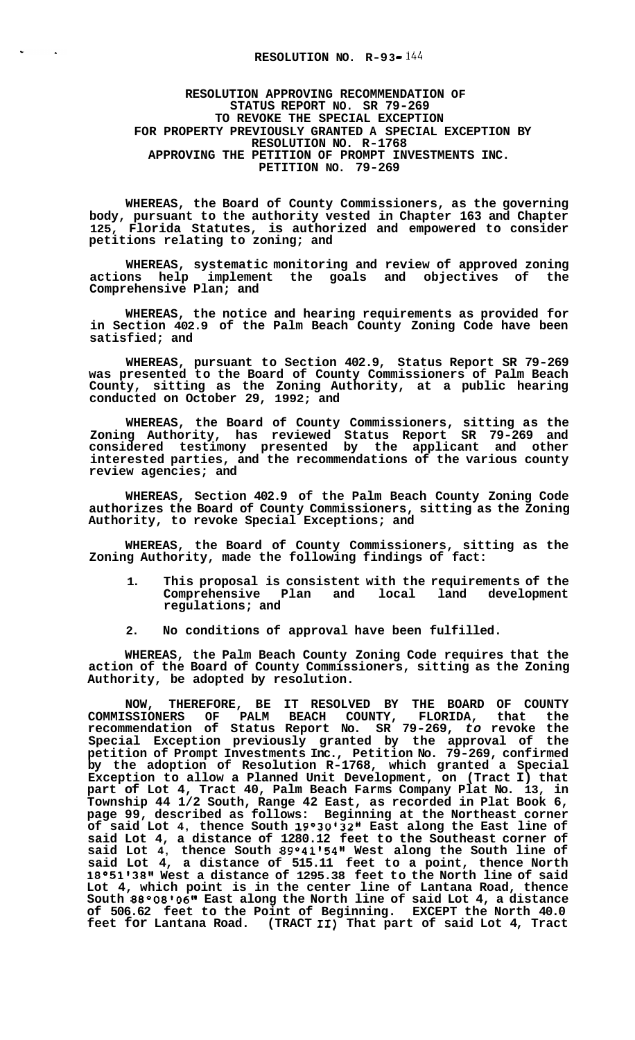# RESOLUTION NO. R-93-144

## RESOLUTION APPROVING RECOMMENDATION OF STATUS REPORT NO. SR 79-269 TO REVOKE THE SPECIAL EXCEPTION FOR PROPERTY PREVIOUSLY GRANTED A SPECIAL EXCEPTION BY RESOLUTION NO. R-1768 APPROVING THE PETITION OF PROMPT INVESTMENTS INC. PETITION NO. 79-269

WHEREAS, the Board of County Commissioners, as the governing body, pursuant to the authority vested in Chapter 163 and Chapter 125, Florida Statutes, is authorized and empowered to consider petitions relating to zoning; and

WHEREAS, systematic monitoring and review of approved zoning actions help implement the goals and objectives of the Comprehensive Plan; and

WHEREAS, the notice and hearing requirements as provided for in Section 402.9 of the Palm Beach County Zoning Code have been satisfied; and

WHEREAS, pursuant to Section 402.9, Status Report SR 79-269 was presented to the Board of County Commissioners of Palm Beach County, sitting as the Zoning Authority, at a public hearing conducted on October 29, 1992; and

WHEREAS, the Board of County Commissioners, sitting as the Zoning Authority, has reviewed Status Report SR 79-269 and considered testimony presented by the applicant and other interested parties, and the recommendations of the various county review agencies; and

WHEREAS, Section 402.9 of the Palm Beach County Zoning Code authorizes the Board of County Commissioners, sitting as the Zoning Authority, to revoke Special Exceptions; and

WHEREAS, the Board of County Commissioners, sitting as the Zoning Authority, made the following findings of fact:

1. This proposal is consistent with the requirements of the Comprehensive Plan and local land development regulations; and

2. No conditions of approval have been fulfilled.

WHEREAS, the Palm Beach County Zoning Code requires that the action of the Board of County Commissioners, sitting as the Zoning Authority, be adopted by resolution.

NOW, THEREFORE, BE IT RESOLVED BY THE BOARD OF COUNTY COMMISSIONERS OF PALM BEACH COUNTY, FLORIDA, that the recommendation of Status Report No. SR 79-269, *to* revoke the Special Exception previously granted by the approval of the petition of Prompt Investments Inc., Petition No. 79-269, confirmed by the adoption of Resolution R-1768, which granted a Special Exception to allow a Planned Unit Development, on (Tract I) that part of Lot 4, Tract 40, Palm Beach Farms Company Plat No. 13, in Township 44 1/2 South, Range 42 East, as recorded in Plat Book 6, page 99, described as follows: Beginning at the Northeast corner of said Lot 4, thence South 19°30'32" East along the East line of said Lot 4, a distance of 1280.12 feet to the Southeast corner of said Lot 4, thence South 89°41'54" West along the South line of said Lot 4, a distance of 515.11 feet to a point, thence North 18°51'38" West a distance of 1295.38 feet to the North line of said Lot 4, which point is in the center line of Lantana Road, thence South 88°08'06" East along the North line of said Lot 4, a distance of 506.62 feet to the Point of Beginning. EXCEPT the North 40.0 feet for Lantana Road. (TRACT II) That part of said Lot 4, Tract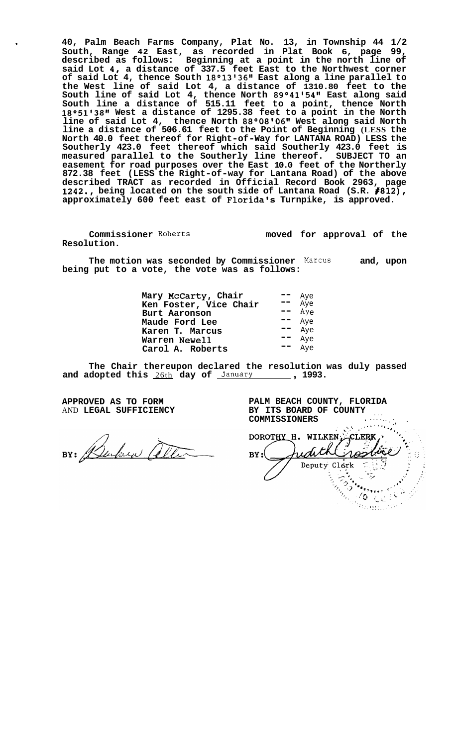40, Palm Beach Farms Company, Plat No. 13, in Township 44 1/2 South, Range 42 East, as recorded in Plat Book 6, page 99, described as follows: Beginning at a point in the north line of said Lot 4, a distance of 337.5 feet East to the Northwest corner of said Lot 4, thence South 18°13'36" East along a line parallel to the West line of said Lot 4, a distance of 1310.80 feet to the South line of said Lot 4, thence North 89°41'54" East along said South line a distance of 515.11 feet to a point, thence North 18°51'38" West a distance of 1295.38 feet to a point in the North line of said Lot 4, thence North 88°08'06" West along said North line a distance of 506.61 feet to the Point of Beginning (LESS the North 40.0 feet thereof for Right-of-Way for LANTANA ROAD) LESS the Southerly 423.0 feet thereof which said Southerly 423.0 feet is measured parallel to the Southerly line thereof. SUBJECT TO an easement for road purposes over the East 10.0 feet of the Northerly 872.38 feet (LESS the Right-of-way for Lantana Road) of the above described TRACT as recorded in Official Record Book 2963, page 1242., being located on the south side of Lantana Road (S.R. #812), approximately 600 feet east of Florida's Turnpike, is approved.

Commissioner Roberts moved for approval of the Resolution.

The motion was seconded by Commissioner Marcus and, upon being put to a vote, the vote was as follows:

| | |
|---|---|
| Mary McCarty, Chair | -- Aye |
| Ken Foster, Vice Chair | -- Aye |
| Burt Aaronson | -- Aye |
| Maude Ford Lee | -- Aye |
| Karen T. Marcus | -- Aye |
| Warren Newell | -- Aye |
| Carol A. Roberts | -- Aye |

The Chair thereupon declared the resolution was duly passed and adopted this 26th day of January, 1993.

APPROVED AS TO FORM AND LEGAL SUFFICIENCY

BY: Barbara Alterman

PALM BEACH COUNTY, FLORIDA BY ITS BOARD OF COUNTY COMMISSIONERS

DOROTHY H. WILKEN, CLERK

BY: Judith Crosline
Deputy Clerk